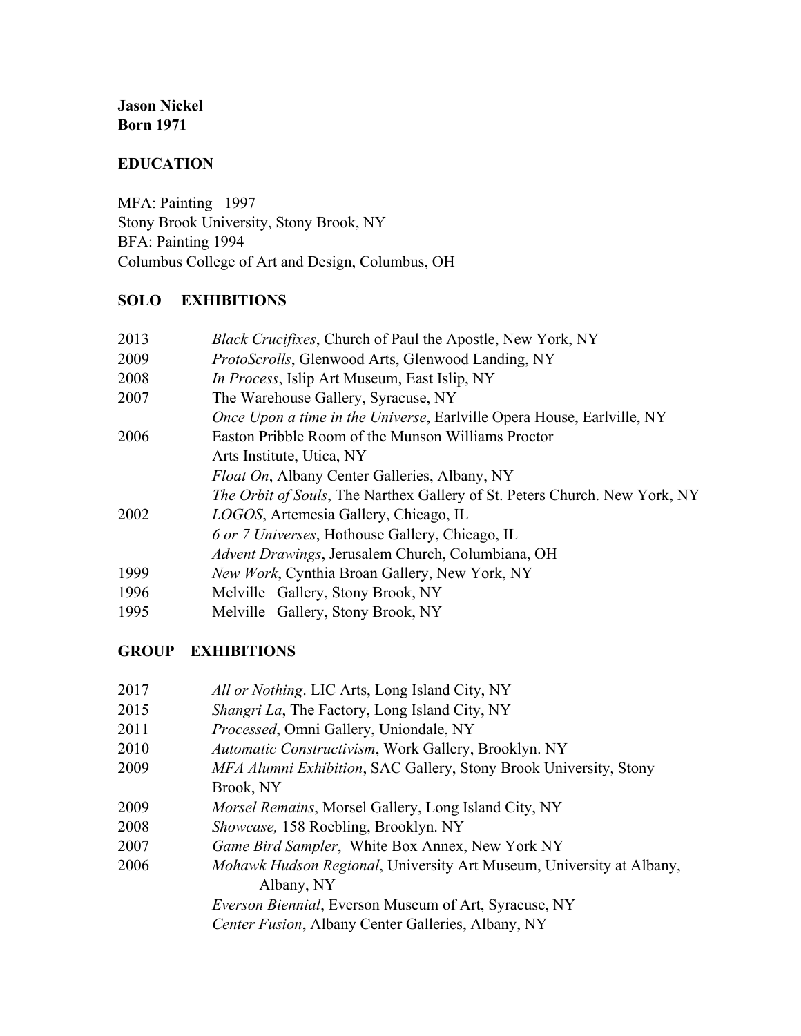**Jason Nickel**
**Born 1971**

## EDUCATION

MFA: Painting 1997
Stony Brook University, Stony Brook, NY
BFA: Painting 1994
Columbus College of Art and Design, Columbus, OH

## SOLO EXHIBITIONS

| | |
|---|---|
| 2013 | *Black Crucifixes*, Church of Paul the Apostle, New York, NY |
| 2009 | *ProtoScrolls*, Glenwood Arts, Glenwood Landing, NY |
| 2008 | *In Process*, Islip Art Museum, East Islip, NY |
| 2007 | The Warehouse Gallery, Syracuse, NY |
| | *Once Upon a time in the Universe*, Earlville Opera House, Earlville, NY |
| 2006 | Easton Pribble Room of the Munson Williams Proctor Arts Institute, Utica, NY |
| | *Float On*, Albany Center Galleries, Albany, NY |
| | *The Orbit of Souls*, The Narthex Gallery of St. Peters Church. New York, NY |
| 2002 | *LOGOS*, Artemesia Gallery, Chicago, IL |
| | *6 or 7 Universes*, Hothouse Gallery, Chicago, IL |
| | *Advent Drawings*, Jerusalem Church, Columbiana, OH |
| 1999 | *New Work*, Cynthia Broan Gallery, New York, NY |
| 1996 | Melville Gallery, Stony Brook, NY |
| 1995 | Melville Gallery, Stony Brook, NY |

## GROUP EXHIBITIONS

| | |
|---|---|
| 2017 | *All or Nothing*. LIC Arts, Long Island City, NY |
| 2015 | *Shangri La*, The Factory, Long Island City, NY |
| 2011 | *Processed*, Omni Gallery, Uniondale, NY |
| 2010 | *Automatic Constructivism*, Work Gallery, Brooklyn. NY |
| 2009 | *MFA Alumni Exhibition*, SAC Gallery, Stony Brook University, Stony Brook, NY |
| 2009 | *Morsel Remains*, Morsel Gallery, Long Island City, NY |
| 2008 | *Showcase,* 158 Roebling, Brooklyn. NY |
| 2007 | *Game Bird Sampler*, White Box Annex, New York NY |
| 2006 | *Mohawk Hudson Regional*, University Art Museum, University at Albany, Albany, NY |
| | *Everson Biennial*, Everson Museum of Art, Syracuse, NY |
| | *Center Fusion*, Albany Center Galleries, Albany, NY |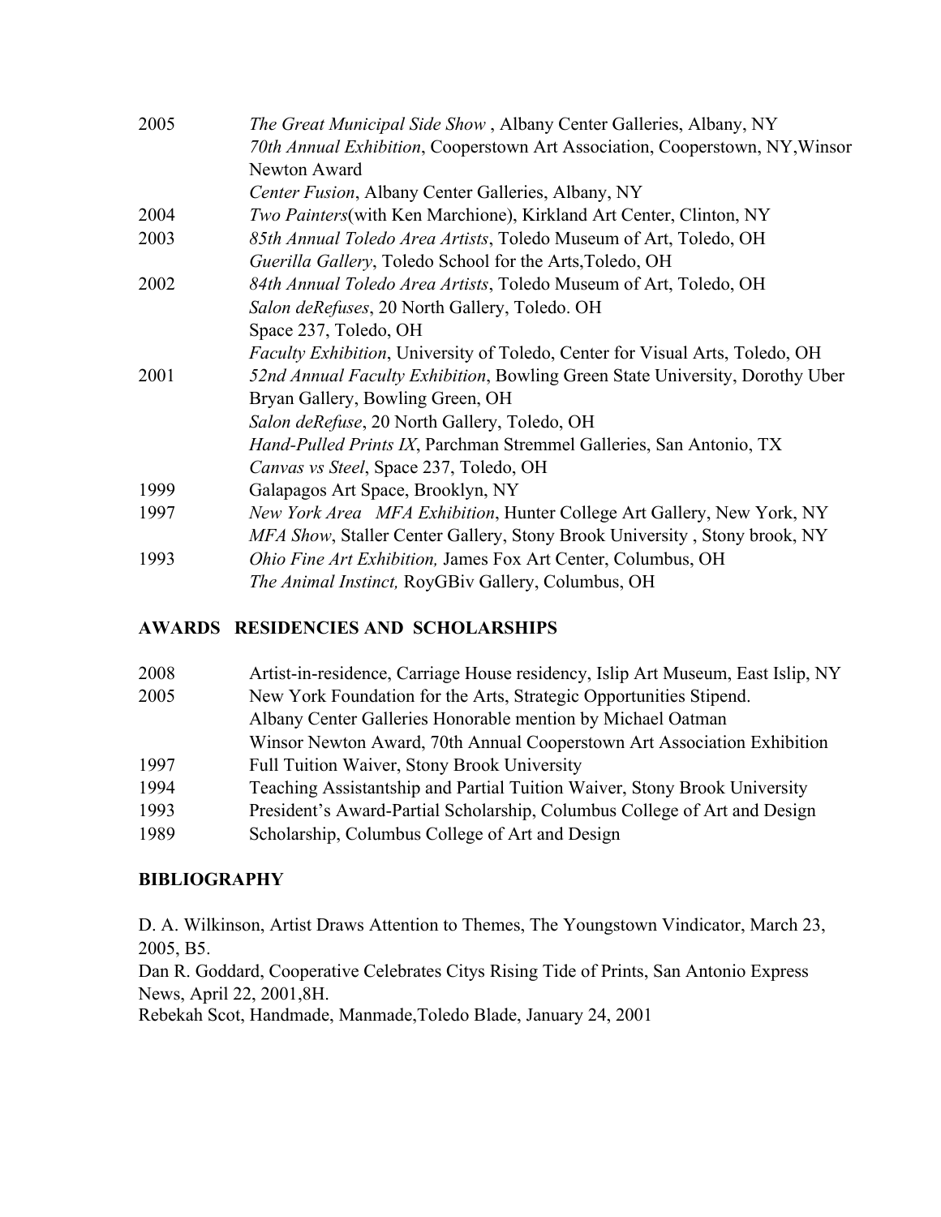| | |
|---|---|
| 2005 | *The Great Municipal Side Show* , Albany Center Galleries, Albany, NY |
| | *70th Annual Exhibition*, Cooperstown Art Association, Cooperstown, NY,Winsor Newton Award |
| | *Center Fusion*, Albany Center Galleries, Albany, NY |
| 2004 | *Two Painters*(with Ken Marchione), Kirkland Art Center, Clinton, NY |
| 2003 | *85th Annual Toledo Area Artists*, Toledo Museum of Art, Toledo, OH |
| | *Guerilla Gallery*, Toledo School for the Arts,Toledo, OH |
| 2002 | *84th Annual Toledo Area Artists*, Toledo Museum of Art, Toledo, OH |
| | *Salon deRefuses*, 20 North Gallery, Toledo. OH |
| | Space 237, Toledo, OH |
| | *Faculty Exhibition*, University of Toledo, Center for Visual Arts, Toledo, OH |
| 2001 | *52nd Annual Faculty Exhibition*, Bowling Green State University, Dorothy Uber Bryan Gallery, Bowling Green, OH |
| | *Salon deRefuse*, 20 North Gallery, Toledo, OH |
| | *Hand-Pulled Prints IX*, Parchman Stremmel Galleries, San Antonio, TX |
| | *Canvas vs Steel*, Space 237, Toledo, OH |
| 1999 | Galapagos Art Space, Brooklyn, NY |
| 1997 | *New York Area MFA Exhibition*, Hunter College Art Gallery, New York, NY |
| | *MFA Show*, Staller Center Gallery, Stony Brook University , Stony brook, NY |
| 1993 | *Ohio Fine Art Exhibition,* James Fox Art Center, Columbus, OH |
| | *The Animal Instinct,* RoyGBiv Gallery, Columbus, OH |

## AWARDS RESIDENCIES AND SCHOLARSHIPS

| | |
|---|---|
| 2008 | Artist-in-residence, Carriage House residency, Islip Art Museum, East Islip, NY |
| 2005 | New York Foundation for the Arts, Strategic Opportunities Stipend. |
| | Albany Center Galleries Honorable mention by Michael Oatman |
| | Winsor Newton Award, 70th Annual Cooperstown Art Association Exhibition |
| 1997 | Full Tuition Waiver, Stony Brook University |
| 1994 | Teaching Assistantship and Partial Tuition Waiver, Stony Brook University |
| 1993 | President's Award-Partial Scholarship, Columbus College of Art and Design |
| 1989 | Scholarship, Columbus College of Art and Design |

## BIBLIOGRAPHY

D. A. Wilkinson, Artist Draws Attention to Themes, The Youngstown Vindicator, March 23, 2005, B5.

Dan R. Goddard, Cooperative Celebrates Citys Rising Tide of Prints, San Antonio Express News, April 22, 2001,8H.

Rebekah Scot, Handmade, Manmade,Toledo Blade, January 24, 2001